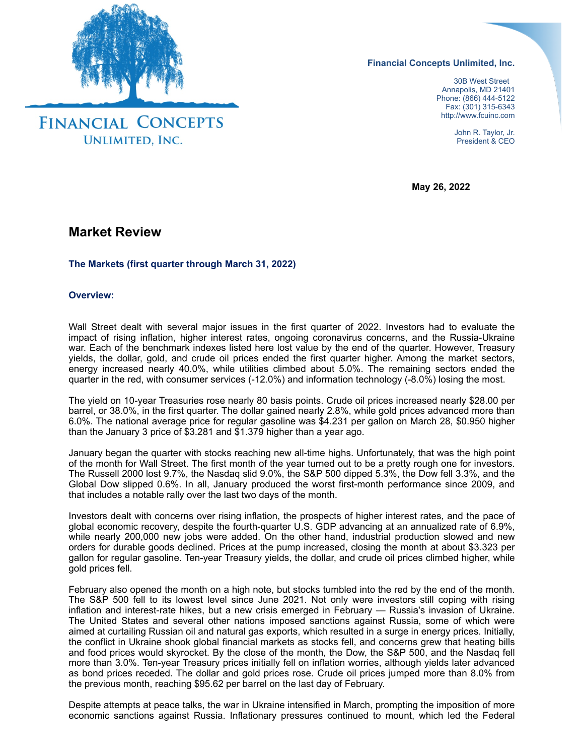**Financial Concepts Unlimited, Inc.**

30B West Street
Annapolis, MD 21401
Phone: (866) 444-5122
Fax: (301) 315-6343
http://www.fcuinc.com

John R. Taylor, Jr.
President & CEO

**May 26, 2022**

## Market Review

### The Markets (first quarter through March 31, 2022)

### Overview:

Wall Street dealt with several major issues in the first quarter of 2022. Investors had to evaluate the impact of rising inflation, higher interest rates, ongoing coronavirus concerns, and the Russia-Ukraine war. Each of the benchmark indexes listed here lost value by the end of the quarter. However, Treasury yields, the dollar, gold, and crude oil prices ended the first quarter higher. Among the market sectors, energy increased nearly 40.0%, while utilities climbed about 5.0%. The remaining sectors ended the quarter in the red, with consumer services (-12.0%) and information technology (-8.0%) losing the most.

The yield on 10-year Treasuries rose nearly 80 basis points. Crude oil prices increased nearly $28.00 per barrel, or 38.0%, in the first quarter. The dollar gained nearly 2.8%, while gold prices advanced more than 6.0%. The national average price for regular gasoline was $4.231 per gallon on March 28, $0.950 higher than the January 3 price of $3.281 and $1.379 higher than a year ago.

January began the quarter with stocks reaching new all-time highs. Unfortunately, that was the high point of the month for Wall Street. The first month of the year turned out to be a pretty rough one for investors. The Russell 2000 lost 9.7%, the Nasdaq slid 9.0%, the S&P 500 dipped 5.3%, the Dow fell 3.3%, and the Global Dow slipped 0.6%. In all, January produced the worst first-month performance since 2009, and that includes a notable rally over the last two days of the month.

Investors dealt with concerns over rising inflation, the prospects of higher interest rates, and the pace of global economic recovery, despite the fourth-quarter U.S. GDP advancing at an annualized rate of 6.9%, while nearly 200,000 new jobs were added. On the other hand, industrial production slowed and new orders for durable goods declined. Prices at the pump increased, closing the month at about $3.323 per gallon for regular gasoline. Ten-year Treasury yields, the dollar, and crude oil prices climbed higher, while gold prices fell.

February also opened the month on a high note, but stocks tumbled into the red by the end of the month. The S&P 500 fell to its lowest level since June 2021. Not only were investors still coping with rising inflation and interest-rate hikes, but a new crisis emerged in February — Russia's invasion of Ukraine. The United States and several other nations imposed sanctions against Russia, some of which were aimed at curtailing Russian oil and natural gas exports, which resulted in a surge in energy prices. Initially, the conflict in Ukraine shook global financial markets as stocks fell, and concerns grew that heating bills and food prices would skyrocket. By the close of the month, the Dow, the S&P 500, and the Nasdaq fell more than 3.0%. Ten-year Treasury prices initially fell on inflation worries, although yields later advanced as bond prices receded. The dollar and gold prices rose. Crude oil prices jumped more than 8.0% from the previous month, reaching $95.62 per barrel on the last day of February.

Despite attempts at peace talks, the war in Ukraine intensified in March, prompting the imposition of more economic sanctions against Russia. Inflationary pressures continued to mount, which led the Federal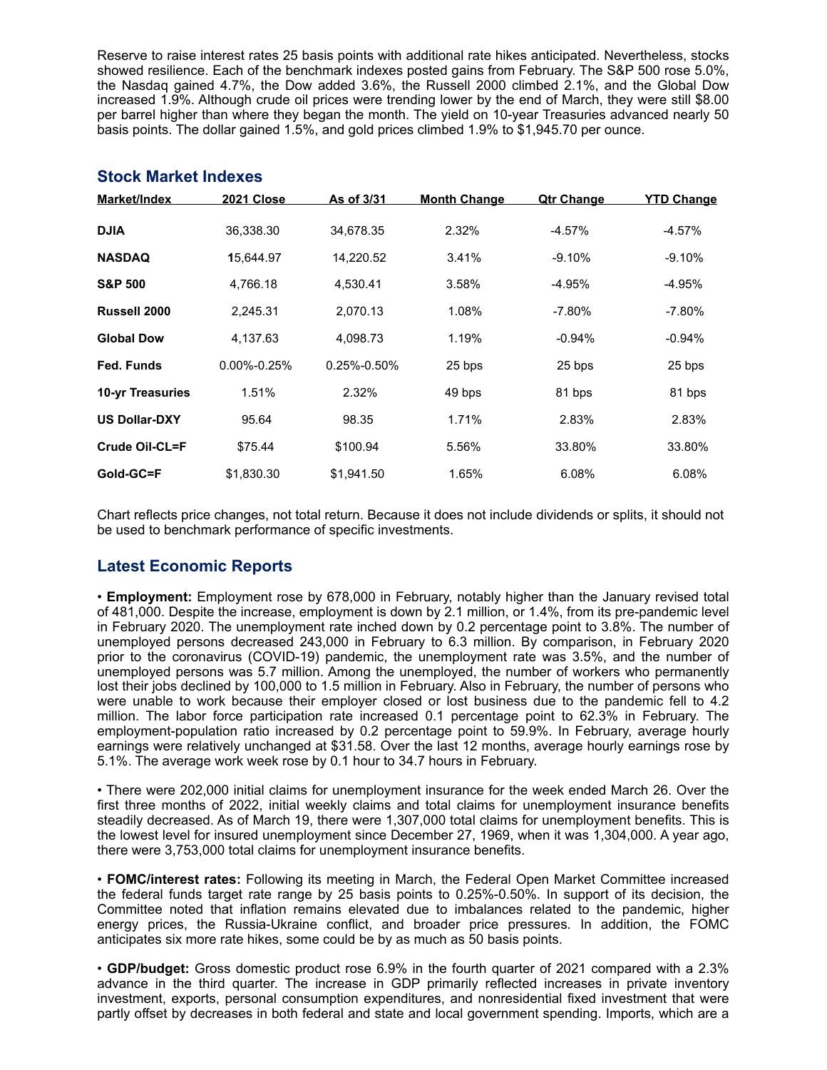Reserve to raise interest rates 25 basis points with additional rate hikes anticipated. Nevertheless, stocks showed resilience. Each of the benchmark indexes posted gains from February. The S&P 500 rose 5.0%, the Nasdaq gained 4.7%, the Dow added 3.6%, the Russell 2000 climbed 2.1%, and the Global Dow increased 1.9%. Although crude oil prices were trending lower by the end of March, they were still $8.00 per barrel higher than where they began the month. The yield on 10-year Treasuries advanced nearly 50 basis points. The dollar gained 1.5%, and gold prices climbed 1.9% to $1,945.70 per ounce.

## Stock Market Indexes

| Market/Index | 2021 Close | As of 3/31 | Month Change | Qtr Change | YTD Change |
|---|---|---|---|---|---|
| **DJIA** | 36,338.30 | 34,678.35 | 2.32% | -4.57% | -4.57% |
| **NASDAQ** | 15,644.97 | 14,220.52 | 3.41% | -9.10% | -9.10% |
| **S&P 500** | 4,766.18 | 4,530.41 | 3.58% | -4.95% | -4.95% |
| **Russell 2000** | 2,245.31 | 2,070.13 | 1.08% | -7.80% | -7.80% |
| **Global Dow** | 4,137.63 | 4,098.73 | 1.19% | -0.94% | -0.94% |
| **Fed. Funds** | 0.00%-0.25% | 0.25%-0.50% | 25 bps | 25 bps | 25 bps |
| **10-yr Treasuries** | 1.51% | 2.32% | 49 bps | 81 bps | 81 bps |
| **US Dollar-DXY** | 95.64 | 98.35 | 1.71% | 2.83% | 2.83% |
| **Crude Oil-CL=F** | $75.44 | $100.94 | 5.56% | 33.80% | 33.80% |
| **Gold-GC=F** | $1,830.30 | $1,941.50 | 1.65% | 6.08% | 6.08% |

Chart reflects price changes, not total return. Because it does not include dividends or splits, it should not be used to benchmark performance of specific investments.

## Latest Economic Reports

• **Employment:** Employment rose by 678,000 in February, notably higher than the January revised total of 481,000. Despite the increase, employment is down by 2.1 million, or 1.4%, from its pre-pandemic level in February 2020. The unemployment rate inched down by 0.2 percentage point to 3.8%. The number of unemployed persons decreased 243,000 in February to 6.3 million. By comparison, in February 2020 prior to the coronavirus (COVID-19) pandemic, the unemployment rate was 3.5%, and the number of unemployed persons was 5.7 million. Among the unemployed, the number of workers who permanently lost their jobs declined by 100,000 to 1.5 million in February. Also in February, the number of persons who were unable to work because their employer closed or lost business due to the pandemic fell to 4.2 million. The labor force participation rate increased 0.1 percentage point to 62.3% in February. The employment-population ratio increased by 0.2 percentage point to 59.9%. In February, average hourly earnings were relatively unchanged at $31.58. Over the last 12 months, average hourly earnings rose by 5.1%. The average work week rose by 0.1 hour to 34.7 hours in February.

• There were 202,000 initial claims for unemployment insurance for the week ended March 26. Over the first three months of 2022, initial weekly claims and total claims for unemployment insurance benefits steadily decreased. As of March 19, there were 1,307,000 total claims for unemployment benefits. This is the lowest level for insured unemployment since December 27, 1969, when it was 1,304,000. A year ago, there were 3,753,000 total claims for unemployment insurance benefits.

• **FOMC/interest rates:** Following its meeting in March, the Federal Open Market Committee increased the federal funds target rate range by 25 basis points to 0.25%-0.50%. In support of its decision, the Committee noted that inflation remains elevated due to imbalances related to the pandemic, higher energy prices, the Russia-Ukraine conflict, and broader price pressures. In addition, the FOMC anticipates six more rate hikes, some could be by as much as 50 basis points.

• **GDP/budget:** Gross domestic product rose 6.9% in the fourth quarter of 2021 compared with a 2.3% advance in the third quarter. The increase in GDP primarily reflected increases in private inventory investment, exports, personal consumption expenditures, and nonresidential fixed investment that were partly offset by decreases in both federal and state and local government spending. Imports, which are a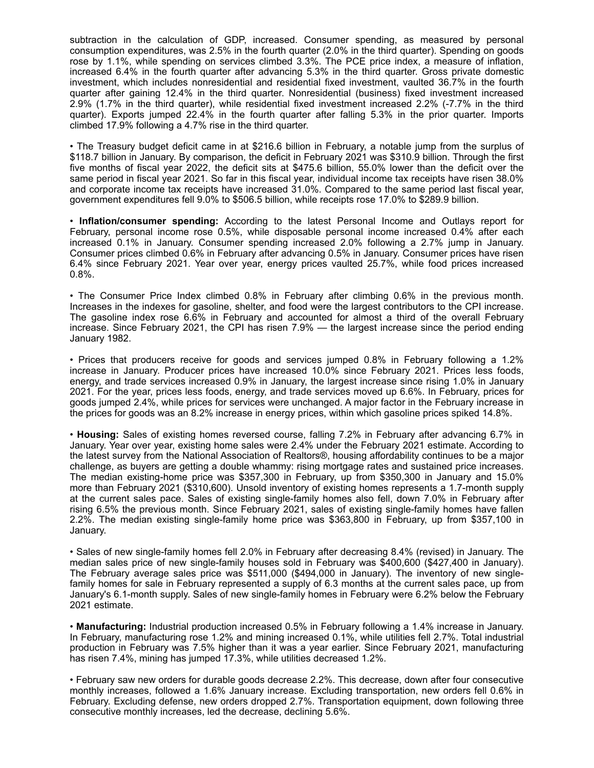subtraction in the calculation of GDP, increased. Consumer spending, as measured by personal consumption expenditures, was 2.5% in the fourth quarter (2.0% in the third quarter). Spending on goods rose by 1.1%, while spending on services climbed 3.3%. The PCE price index, a measure of inflation, increased 6.4% in the fourth quarter after advancing 5.3% in the third quarter. Gross private domestic investment, which includes nonresidential and residential fixed investment, vaulted 36.7% in the fourth quarter after gaining 12.4% in the third quarter. Nonresidential (business) fixed investment increased 2.9% (1.7% in the third quarter), while residential fixed investment increased 2.2% (-7.7% in the third quarter). Exports jumped 22.4% in the fourth quarter after falling 5.3% in the prior quarter. Imports climbed 17.9% following a 4.7% rise in the third quarter.

• The Treasury budget deficit came in at $216.6 billion in February, a notable jump from the surplus of $118.7 billion in January. By comparison, the deficit in February 2021 was $310.9 billion. Through the first five months of fiscal year 2022, the deficit sits at $475.6 billion, 55.0% lower than the deficit over the same period in fiscal year 2021. So far in this fiscal year, individual income tax receipts have risen 38.0% and corporate income tax receipts have increased 31.0%. Compared to the same period last fiscal year, government expenditures fell 9.0% to $506.5 billion, while receipts rose 17.0% to $289.9 billion.

• **Inflation/consumer spending:** According to the latest Personal Income and Outlays report for February, personal income rose 0.5%, while disposable personal income increased 0.4% after each increased 0.1% in January. Consumer spending increased 2.0% following a 2.7% jump in January. Consumer prices climbed 0.6% in February after advancing 0.5% in January. Consumer prices have risen 6.4% since February 2021. Year over year, energy prices vaulted 25.7%, while food prices increased 0.8%.

• The Consumer Price Index climbed 0.8% in February after climbing 0.6% in the previous month. Increases in the indexes for gasoline, shelter, and food were the largest contributors to the CPI increase. The gasoline index rose 6.6% in February and accounted for almost a third of the overall February increase. Since February 2021, the CPI has risen 7.9% — the largest increase since the period ending January 1982.

• Prices that producers receive for goods and services jumped 0.8% in February following a 1.2% increase in January. Producer prices have increased 10.0% since February 2021. Prices less foods, energy, and trade services increased 0.9% in January, the largest increase since rising 1.0% in January 2021. For the year, prices less foods, energy, and trade services moved up 6.6%. In February, prices for goods jumped 2.4%, while prices for services were unchanged. A major factor in the February increase in the prices for goods was an 8.2% increase in energy prices, within which gasoline prices spiked 14.8%.

• **Housing:** Sales of existing homes reversed course, falling 7.2% in February after advancing 6.7% in January. Year over year, existing home sales were 2.4% under the February 2021 estimate. According to the latest survey from the National Association of Realtors®, housing affordability continues to be a major challenge, as buyers are getting a double whammy: rising mortgage rates and sustained price increases. The median existing-home price was $357,300 in February, up from $350,300 in January and 15.0% more than February 2021 ($310,600). Unsold inventory of existing homes represents a 1.7-month supply at the current sales pace. Sales of existing single-family homes also fell, down 7.0% in February after rising 6.5% the previous month. Since February 2021, sales of existing single-family homes have fallen 2.2%. The median existing single-family home price was $363,800 in February, up from $357,100 in January.

• Sales of new single-family homes fell 2.0% in February after decreasing 8.4% (revised) in January. The median sales price of new single-family houses sold in February was $400,600 ($427,400 in January). The February average sales price was $511,000 ($494,000 in January). The inventory of new single-family homes for sale in February represented a supply of 6.3 months at the current sales pace, up from January's 6.1-month supply. Sales of new single-family homes in February were 6.2% below the February 2021 estimate.

• **Manufacturing:** Industrial production increased 0.5% in February following a 1.4% increase in January. In February, manufacturing rose 1.2% and mining increased 0.1%, while utilities fell 2.7%. Total industrial production in February was 7.5% higher than it was a year earlier. Since February 2021, manufacturing has risen 7.4%, mining has jumped 17.3%, while utilities decreased 1.2%.

• February saw new orders for durable goods decrease 2.2%. This decrease, down after four consecutive monthly increases, followed a 1.6% January increase. Excluding transportation, new orders fell 0.6% in February. Excluding defense, new orders dropped 2.7%. Transportation equipment, down following three consecutive monthly increases, led the decrease, declining 5.6%.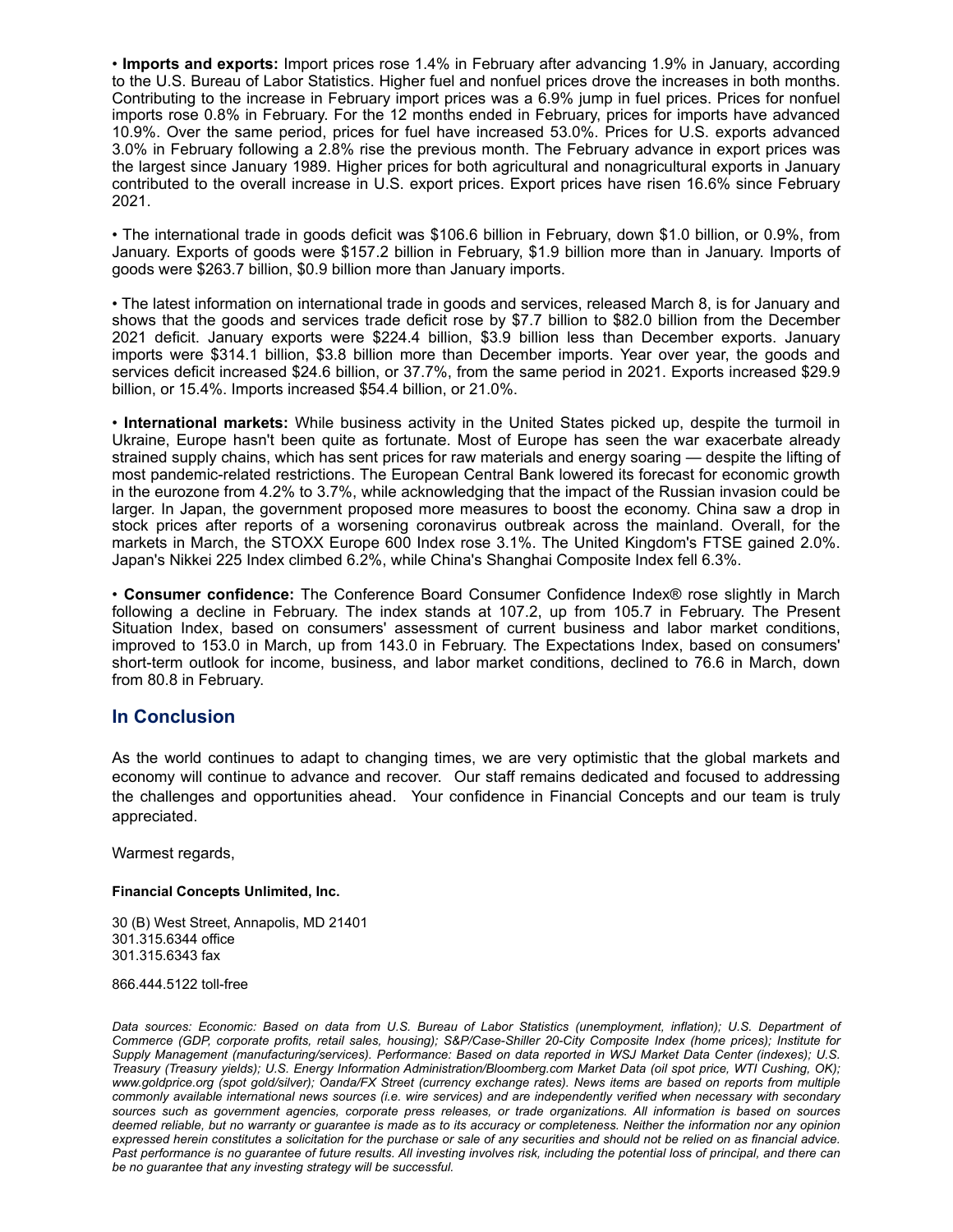• **Imports and exports:** Import prices rose 1.4% in February after advancing 1.9% in January, according to the U.S. Bureau of Labor Statistics. Higher fuel and nonfuel prices drove the increases in both months. Contributing to the increase in February import prices was a 6.9% jump in fuel prices. Prices for nonfuel imports rose 0.8% in February. For the 12 months ended in February, prices for imports have advanced 10.9%. Over the same period, prices for fuel have increased 53.0%. Prices for U.S. exports advanced 3.0% in February following a 2.8% rise the previous month. The February advance in export prices was the largest since January 1989. Higher prices for both agricultural and nonagricultural exports in January contributed to the overall increase in U.S. export prices. Export prices have risen 16.6% since February 2021.

• The international trade in goods deficit was $106.6 billion in February, down $1.0 billion, or 0.9%, from January. Exports of goods were $157.2 billion in February, $1.9 billion more than in January. Imports of goods were $263.7 billion, $0.9 billion more than January imports.

• The latest information on international trade in goods and services, released March 8, is for January and shows that the goods and services trade deficit rose by $7.7 billion to $82.0 billion from the December 2021 deficit. January exports were $224.4 billion, $3.9 billion less than December exports. January imports were $314.1 billion, $3.8 billion more than December imports. Year over year, the goods and services deficit increased $24.6 billion, or 37.7%, from the same period in 2021. Exports increased $29.9 billion, or 15.4%. Imports increased $54.4 billion, or 21.0%.

• **International markets:** While business activity in the United States picked up, despite the turmoil in Ukraine, Europe hasn't been quite as fortunate. Most of Europe has seen the war exacerbate already strained supply chains, which has sent prices for raw materials and energy soaring — despite the lifting of most pandemic-related restrictions. The European Central Bank lowered its forecast for economic growth in the eurozone from 4.2% to 3.7%, while acknowledging that the impact of the Russian invasion could be larger. In Japan, the government proposed more measures to boost the economy. China saw a drop in stock prices after reports of a worsening coronavirus outbreak across the mainland. Overall, for the markets in March, the STOXX Europe 600 Index rose 3.1%. The United Kingdom's FTSE gained 2.0%. Japan's Nikkei 225 Index climbed 6.2%, while China's Shanghai Composite Index fell 6.3%.

• **Consumer confidence:** The Conference Board Consumer Confidence Index® rose slightly in March following a decline in February. The index stands at 107.2, up from 105.7 in February. The Present Situation Index, based on consumers' assessment of current business and labor market conditions, improved to 153.0 in March, up from 143.0 in February. The Expectations Index, based on consumers' short-term outlook for income, business, and labor market conditions, declined to 76.6 in March, down from 80.8 in February.

## In Conclusion

As the world continues to adapt to changing times, we are very optimistic that the global markets and economy will continue to advance and recover. Our staff remains dedicated and focused to addressing the challenges and opportunities ahead. Your confidence in Financial Concepts and our team is truly appreciated.

Warmest regards,

**Financial Concepts Unlimited, Inc.**

30 (B) West Street, Annapolis, MD 21401
301.315.6344 office
301.315.6343 fax

866.444.5122 toll-free

*Data sources: Economic: Based on data from U.S. Bureau of Labor Statistics (unemployment, inflation); U.S. Department of Commerce (GDP, corporate profits, retail sales, housing); S&P/Case-Shiller 20-City Composite Index (home prices); Institute for Supply Management (manufacturing/services). Performance: Based on data reported in WSJ Market Data Center (indexes); U.S. Treasury (Treasury yields); U.S. Energy Information Administration/Bloomberg.com Market Data (oil spot price, WTI Cushing, OK); www.goldprice.org (spot gold/silver); Oanda/FX Street (currency exchange rates). News items are based on reports from multiple commonly available international news sources (i.e. wire services) and are independently verified when necessary with secondary sources such as government agencies, corporate press releases, or trade organizations. All information is based on sources deemed reliable, but no warranty or guarantee is made as to its accuracy or completeness. Neither the information nor any opinion expressed herein constitutes a solicitation for the purchase or sale of any securities and should not be relied on as financial advice. Past performance is no guarantee of future results. All investing involves risk, including the potential loss of principal, and there can be no guarantee that any investing strategy will be successful.*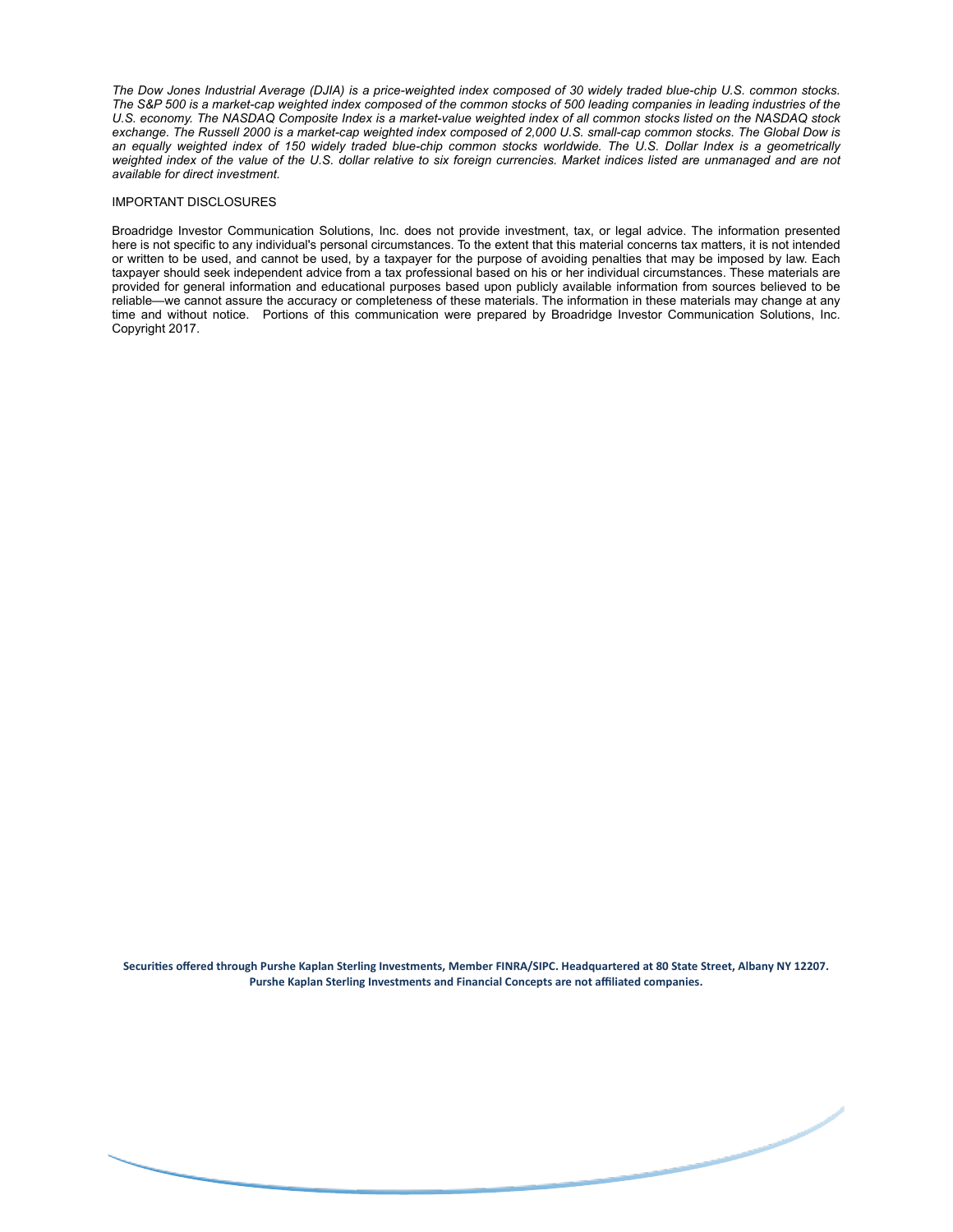*The Dow Jones Industrial Average (DJIA) is a price-weighted index composed of 30 widely traded blue-chip U.S. common stocks. The S&P 500 is a market-cap weighted index composed of the common stocks of 500 leading companies in leading industries of the U.S. economy. The NASDAQ Composite Index is a market-value weighted index of all common stocks listed on the NASDAQ stock exchange. The Russell 2000 is a market-cap weighted index composed of 2,000 U.S. small-cap common stocks. The Global Dow is an equally weighted index of 150 widely traded blue-chip common stocks worldwide. The U.S. Dollar Index is a geometrically weighted index of the value of the U.S. dollar relative to six foreign currencies. Market indices listed are unmanaged and are not available for direct investment.*

IMPORTANT DISCLOSURES

Broadridge Investor Communication Solutions, Inc. does not provide investment, tax, or legal advice. The information presented here is not specific to any individual's personal circumstances. To the extent that this material concerns tax matters, it is not intended or written to be used, and cannot be used, by a taxpayer for the purpose of avoiding penalties that may be imposed by law. Each taxpayer should seek independent advice from a tax professional based on his or her individual circumstances. These materials are provided for general information and educational purposes based upon publicly available information from sources believed to be reliable—we cannot assure the accuracy or completeness of these materials. The information in these materials may change at any time and without notice. Portions of this communication were prepared by Broadridge Investor Communication Solutions, Inc. Copyright 2017.

**Securities offered through Purshe Kaplan Sterling Investments, Member FINRA/SIPC. Headquartered at 80 State Street, Albany NY 12207. Purshe Kaplan Sterling Investments and Financial Concepts are not affiliated companies.**